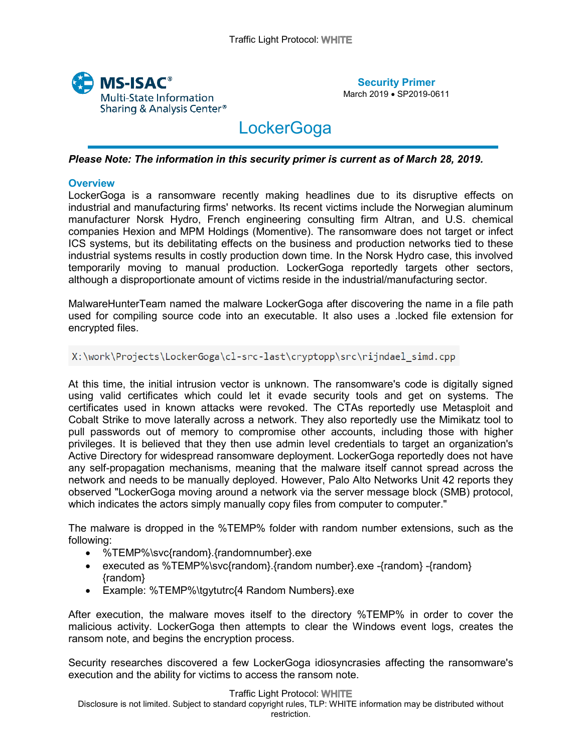MS-ISAC®
Multi-State Information Sharing & Analysis Center®

**Security Primer**
March 2019 • SP2019-0611

# LockerGoga

***Please Note: The information in this security primer is current as of March 28, 2019.***

## Overview

LockerGoga is a ransomware recently making headlines due to its disruptive effects on industrial and manufacturing firms' networks. Its recent victims include the Norwegian aluminum manufacturer Norsk Hydro, French engineering consulting firm Altran, and U.S. chemical companies Hexion and MPM Holdings (Momentive). The ransomware does not target or infect ICS systems, but its debilitating effects on the business and production networks tied to these industrial systems results in costly production down time. In the Norsk Hydro case, this involved temporarily moving to manual production. LockerGoga reportedly targets other sectors, although a disproportionate amount of victims reside in the industrial/manufacturing sector.

MalwareHunterTeam named the malware LockerGoga after discovering the name in a file path used for compiling source code into an executable. It also uses a .locked file extension for encrypted files.

```
X:\work\Projects\LockerGoga\cl-src-last\cryptopp\src\rijndael_simd.cpp
```

At this time, the initial intrusion vector is unknown. The ransomware's code is digitally signed using valid certificates which could let it evade security tools and get on systems. The certificates used in known attacks were revoked. The CTAs reportedly use Metasploit and Cobalt Strike to move laterally across a network. They also reportedly use the Mimikatz tool to pull passwords out of memory to compromise other accounts, including those with higher privileges. It is believed that they then use admin level credentials to target an organization's Active Directory for widespread ransomware deployment. LockerGoga reportedly does not have any self-propagation mechanisms, meaning that the malware itself cannot spread across the network and needs to be manually deployed. However, Palo Alto Networks Unit 42 reports they observed "LockerGoga moving around a network via the server message block (SMB) protocol, which indicates the actors simply manually copy files from computer to computer."

The malware is dropped in the %TEMP% folder with random number extensions, such as the following:

- %TEMP%\svc{random}.{randomnumber}.exe
- executed as %TEMP%\svc{random}.{random number}.exe -{random} -{random} {random}
- Example: %TEMP%\tgytutrc{4 Random Numbers}.exe

After execution, the malware moves itself to the directory %TEMP% in order to cover the malicious activity. LockerGoga then attempts to clear the Windows event logs, creates the ransom note, and begins the encryption process.

Security researches discovered a few LockerGoga idiosyncrasies affecting the ransomware's execution and the ability for victims to access the ransom note.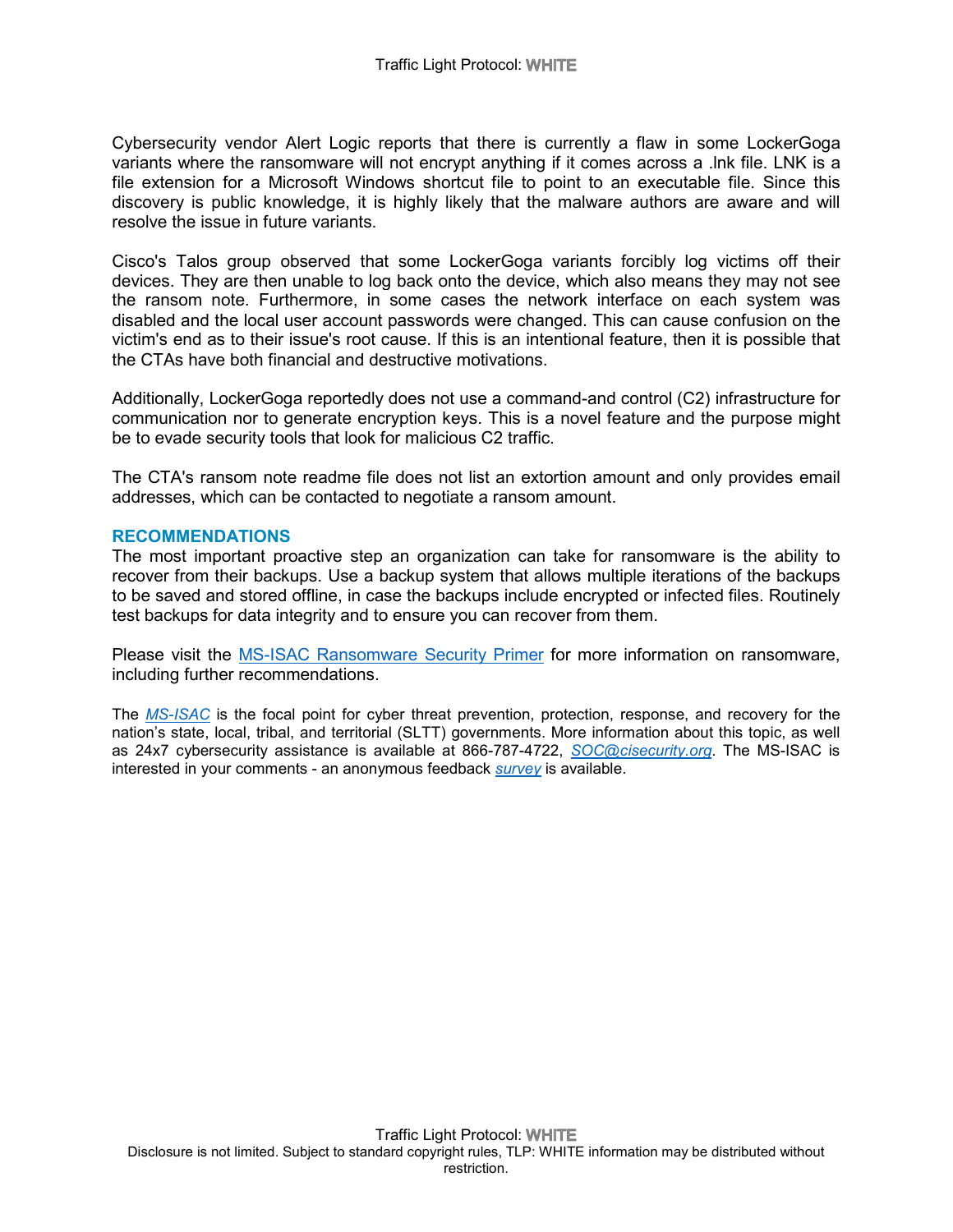Cybersecurity vendor Alert Logic reports that there is currently a flaw in some LockerGoga variants where the ransomware will not encrypt anything if it comes across a .lnk file. LNK is a file extension for a Microsoft Windows shortcut file to point to an executable file. Since this discovery is public knowledge, it is highly likely that the malware authors are aware and will resolve the issue in future variants.

Cisco's Talos group observed that some LockerGoga variants forcibly log victims off their devices. They are then unable to log back onto the device, which also means they may not see the ransom note. Furthermore, in some cases the network interface on each system was disabled and the local user account passwords were changed. This can cause confusion on the victim's end as to their issue's root cause. If this is an intentional feature, then it is possible that the CTAs have both financial and destructive motivations.

Additionally, LockerGoga reportedly does not use a command-and control (C2) infrastructure for communication nor to generate encryption keys. This is a novel feature and the purpose might be to evade security tools that look for malicious C2 traffic.

The CTA's ransom note readme file does not list an extortion amount and only provides email addresses, which can be contacted to negotiate a ransom amount.

## RECOMMENDATIONS

The most important proactive step an organization can take for ransomware is the ability to recover from their backups. Use a backup system that allows multiple iterations of the backups to be saved and stored offline, in case the backups include encrypted or infected files. Routinely test backups for data integrity and to ensure you can recover from them.

Please visit the MS-ISAC Ransomware Security Primer for more information on ransomware, including further recommendations.

The *MS-ISAC* is the focal point for cyber threat prevention, protection, response, and recovery for the nation's state, local, tribal, and territorial (SLTT) governments. More information about this topic, as well as 24x7 cybersecurity assistance is available at 866-787-4722, *SOC@cisecurity.org*. The MS-ISAC is interested in your comments - an anonymous feedback *survey* is available.

Traffic Light Protocol: WHITE
Disclosure is not limited. Subject to standard copyright rules, TLP: WHITE information may be distributed without restriction.